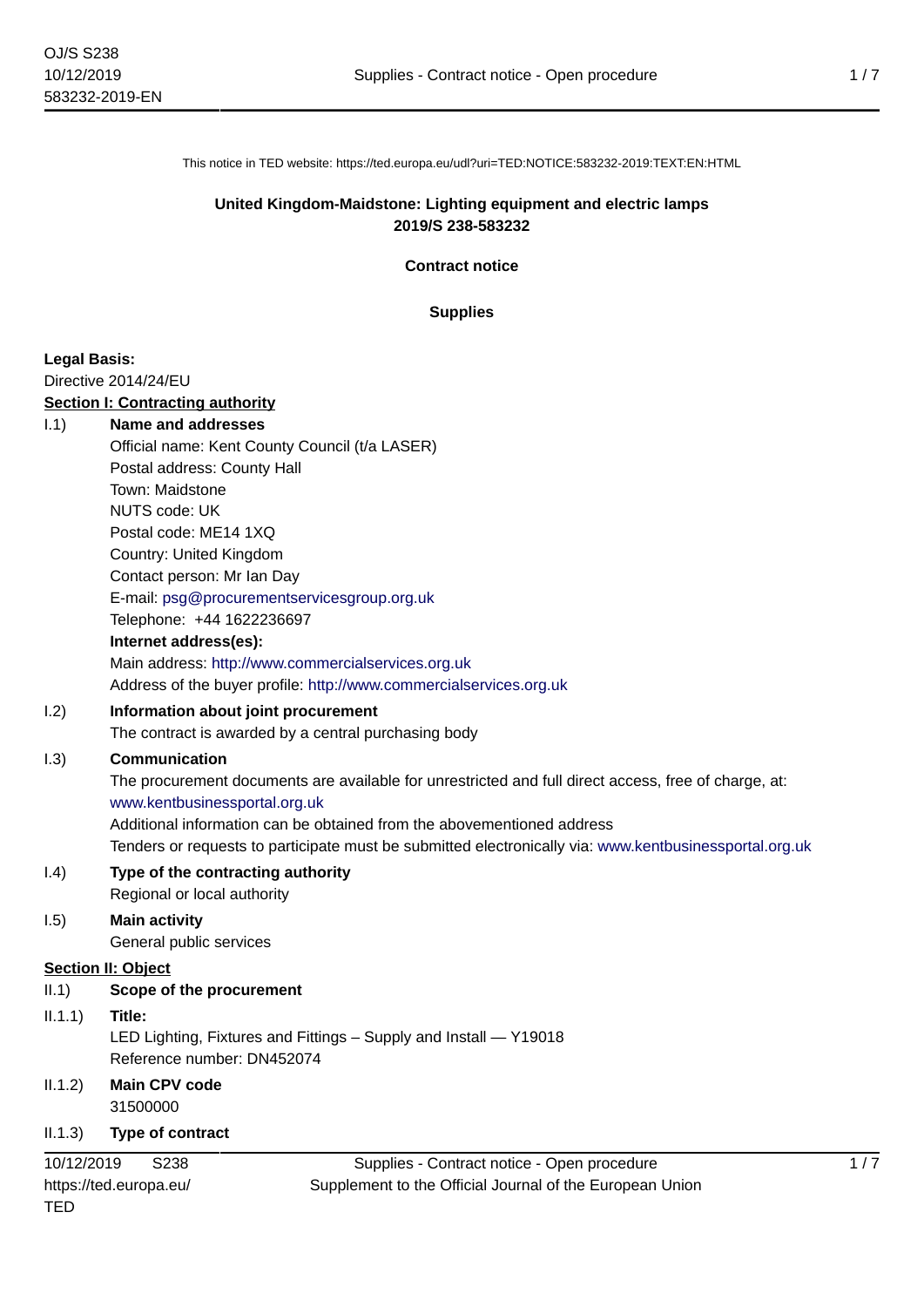This notice in TED website: https://ted.europa.eu/udl?uri=TED:NOTICE:583232-2019:TEXT:EN:HTML

**United Kingdom-Maidstone: Lighting equipment and electric lamps**
**2019/S 238-583232**

**Contract notice**

**Supplies**

**Legal Basis:**
Directive 2014/24/EU

**Section I: Contracting authority**

I.1) **Name and addresses**

Official name: Kent County Council (t/a LASER)
Postal address: County Hall
Town: Maidstone
NUTS code: UK
Postal code: ME14 1XQ
Country: United Kingdom
Contact person: Mr Ian Day
E-mail: psg@procurementservicesgroup.org.uk
Telephone: +44 1622236697

**Internet address(es):**
Main address: http://www.commercialservices.org.uk
Address of the buyer profile: http://www.commercialservices.org.uk

I.2) **Information about joint procurement**

The contract is awarded by a central purchasing body

I.3) **Communication**

The procurement documents are available for unrestricted and full direct access, free of charge, at: www.kentbusinessportal.org.uk
Additional information can be obtained from the abovementioned address
Tenders or requests to participate must be submitted electronically via: www.kentbusinessportal.org.uk

I.4) **Type of the contracting authority**

Regional or local authority

I.5) **Main activity**

General public services

**Section II: Object**

II.1) **Scope of the procurement**

II.1.1) **Title:**

LED Lighting, Fixtures and Fittings – Supply and Install — Y19018
Reference number: DN452074

II.1.2) **Main CPV code**

31500000

II.1.3) **Type of contract**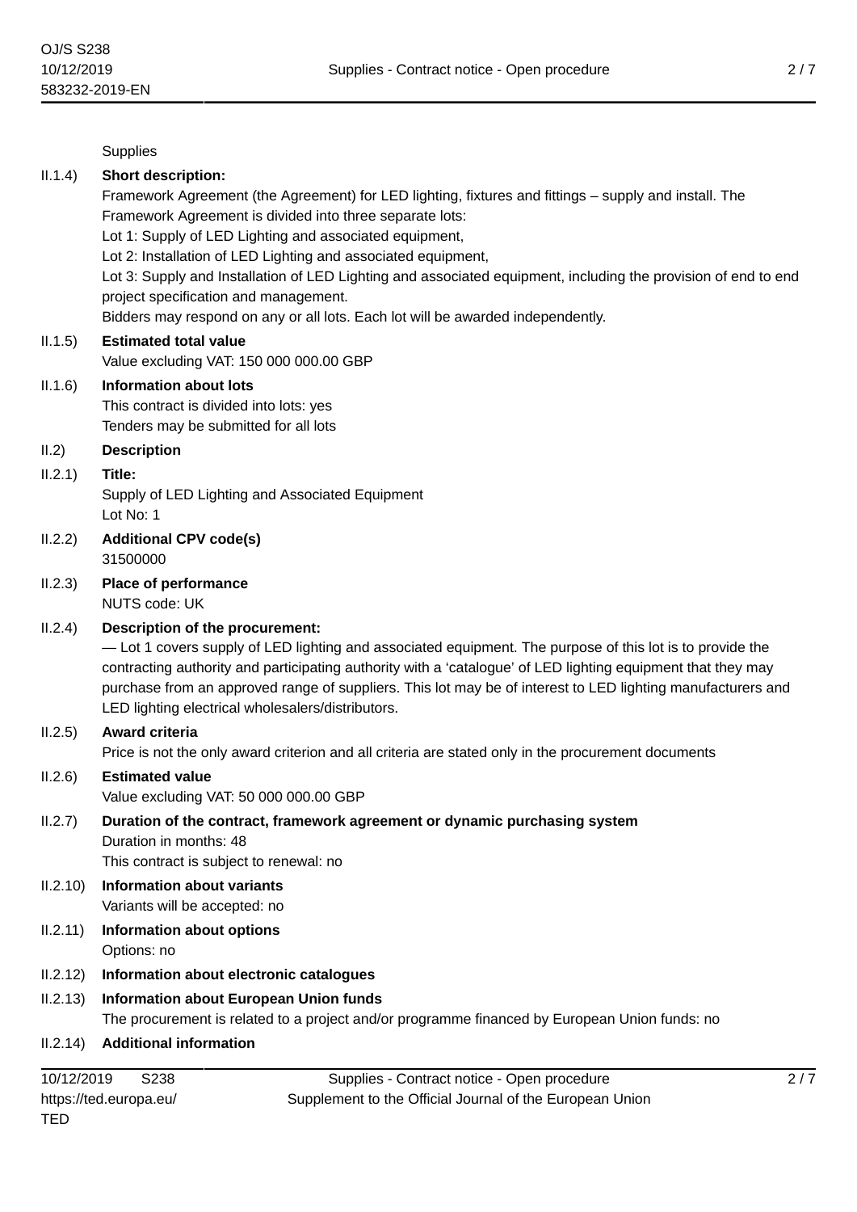Supplies

II.1.4) **Short description:**

Framework Agreement (the Agreement) for LED lighting, fixtures and fittings – supply and install. The Framework Agreement is divided into three separate lots:

Lot 1: Supply of LED Lighting and associated equipment,

Lot 2: Installation of LED Lighting and associated equipment,

Lot 3: Supply and Installation of LED Lighting and associated equipment, including the provision of end to end project specification and management.

Bidders may respond on any or all lots. Each lot will be awarded independently.

II.1.5) **Estimated total value**

Value excluding VAT: 150 000 000.00 GBP

II.1.6) **Information about lots**

This contract is divided into lots: yes

Tenders may be submitted for all lots

II.2) **Description**

II.2.1) **Title:**

Supply of LED Lighting and Associated Equipment

Lot No: 1

II.2.2) **Additional CPV code(s)**

31500000

II.2.3) **Place of performance**

NUTS code: UK

II.2.4) **Description of the procurement:**

— Lot 1 covers supply of LED lighting and associated equipment. The purpose of this lot is to provide the contracting authority and participating authority with a 'catalogue' of LED lighting equipment that they may purchase from an approved range of suppliers. This lot may be of interest to LED lighting manufacturers and LED lighting electrical wholesalers/distributors.

II.2.5) **Award criteria**

Price is not the only award criterion and all criteria are stated only in the procurement documents

II.2.6) **Estimated value**

Value excluding VAT: 50 000 000.00 GBP

II.2.7) **Duration of the contract, framework agreement or dynamic purchasing system**

Duration in months: 48

This contract is subject to renewal: no

II.2.10) **Information about variants**

Variants will be accepted: no

II.2.11) **Information about options**

Options: no

II.2.12) **Information about electronic catalogues**

II.2.13) **Information about European Union funds**

The procurement is related to a project and/or programme financed by European Union funds: no

II.2.14) **Additional information**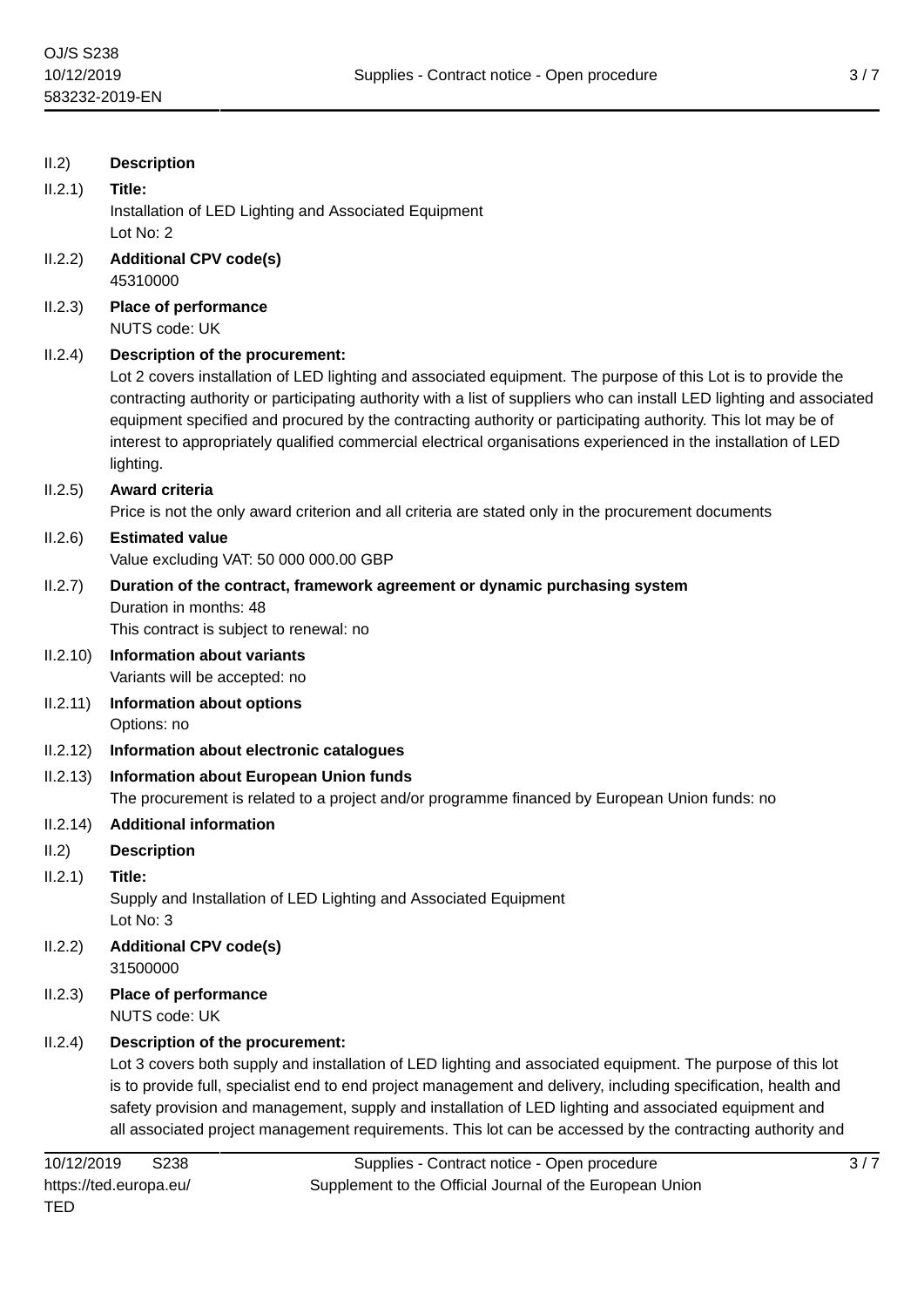II.2) **Description**

II.2.1) **Title:**
Installation of LED Lighting and Associated Equipment
Lot No: 2

II.2.2) **Additional CPV code(s)**
45310000

II.2.3) **Place of performance**
NUTS code: UK

II.2.4) **Description of the procurement:**
Lot 2 covers installation of LED lighting and associated equipment. The purpose of this Lot is to provide the contracting authority or participating authority with a list of suppliers who can install LED lighting and associated equipment specified and procured by the contracting authority or participating authority. This lot may be of interest to appropriately qualified commercial electrical organisations experienced in the installation of LED lighting.

II.2.5) **Award criteria**
Price is not the only award criterion and all criteria are stated only in the procurement documents

II.2.6) **Estimated value**
Value excluding VAT: 50 000 000.00 GBP

II.2.7) **Duration of the contract, framework agreement or dynamic purchasing system**
Duration in months: 48
This contract is subject to renewal: no

II.2.10) **Information about variants**
Variants will be accepted: no

II.2.11) **Information about options**
Options: no

II.2.12) **Information about electronic catalogues**

II.2.13) **Information about European Union funds**
The procurement is related to a project and/or programme financed by European Union funds: no

II.2.14) **Additional information**

II.2) **Description**

II.2.1) **Title:**
Supply and Installation of LED Lighting and Associated Equipment
Lot No: 3

II.2.2) **Additional CPV code(s)**
31500000

II.2.3) **Place of performance**
NUTS code: UK

II.2.4) **Description of the procurement:**
Lot 3 covers both supply and installation of LED lighting and associated equipment. The purpose of this lot is to provide full, specialist end to end project management and delivery, including specification, health and safety provision and management, supply and installation of LED lighting and associated equipment and all associated project management requirements. This lot can be accessed by the contracting authority and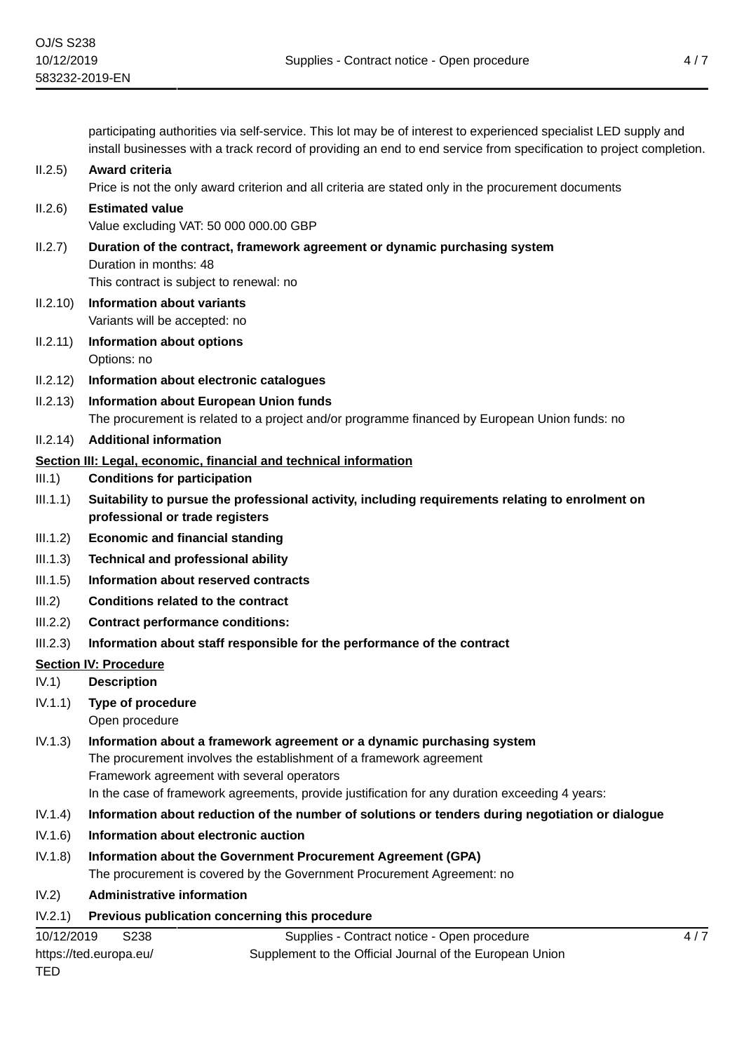participating authorities via self-service. This lot may be of interest to experienced specialist LED supply and install businesses with a track record of providing an end to end service from specification to project completion.

II.2.5) **Award criteria**

Price is not the only award criterion and all criteria are stated only in the procurement documents

II.2.6) **Estimated value**

Value excluding VAT: 50 000 000.00 GBP

II.2.7) **Duration of the contract, framework agreement or dynamic purchasing system**

Duration in months: 48

This contract is subject to renewal: no

II.2.10) **Information about variants**

Variants will be accepted: no

II.2.11) **Information about options**

Options: no

II.2.12) **Information about electronic catalogues**

II.2.13) **Information about European Union funds**

The procurement is related to a project and/or programme financed by European Union funds: no

II.2.14) **Additional information**

## Section III: Legal, economic, financial and technical information

III.1) **Conditions for participation**

III.1.1) **Suitability to pursue the professional activity, including requirements relating to enrolment on professional or trade registers**

III.1.2) **Economic and financial standing**

III.1.3) **Technical and professional ability**

III.1.5) **Information about reserved contracts**

III.2) **Conditions related to the contract**

III.2.2) **Contract performance conditions:**

III.2.3) **Information about staff responsible for the performance of the contract**

## Section IV: Procedure

IV.1) **Description**

IV.1.1) **Type of procedure**

Open procedure

IV.1.3) **Information about a framework agreement or a dynamic purchasing system**

The procurement involves the establishment of a framework agreement

Framework agreement with several operators

In the case of framework agreements, provide justification for any duration exceeding 4 years:

IV.1.4) **Information about reduction of the number of solutions or tenders during negotiation or dialogue**

IV.1.6) **Information about electronic auction**

IV.1.8) **Information about the Government Procurement Agreement (GPA)**

The procurement is covered by the Government Procurement Agreement: no

IV.2) **Administrative information**

IV.2.1) **Previous publication concerning this procedure**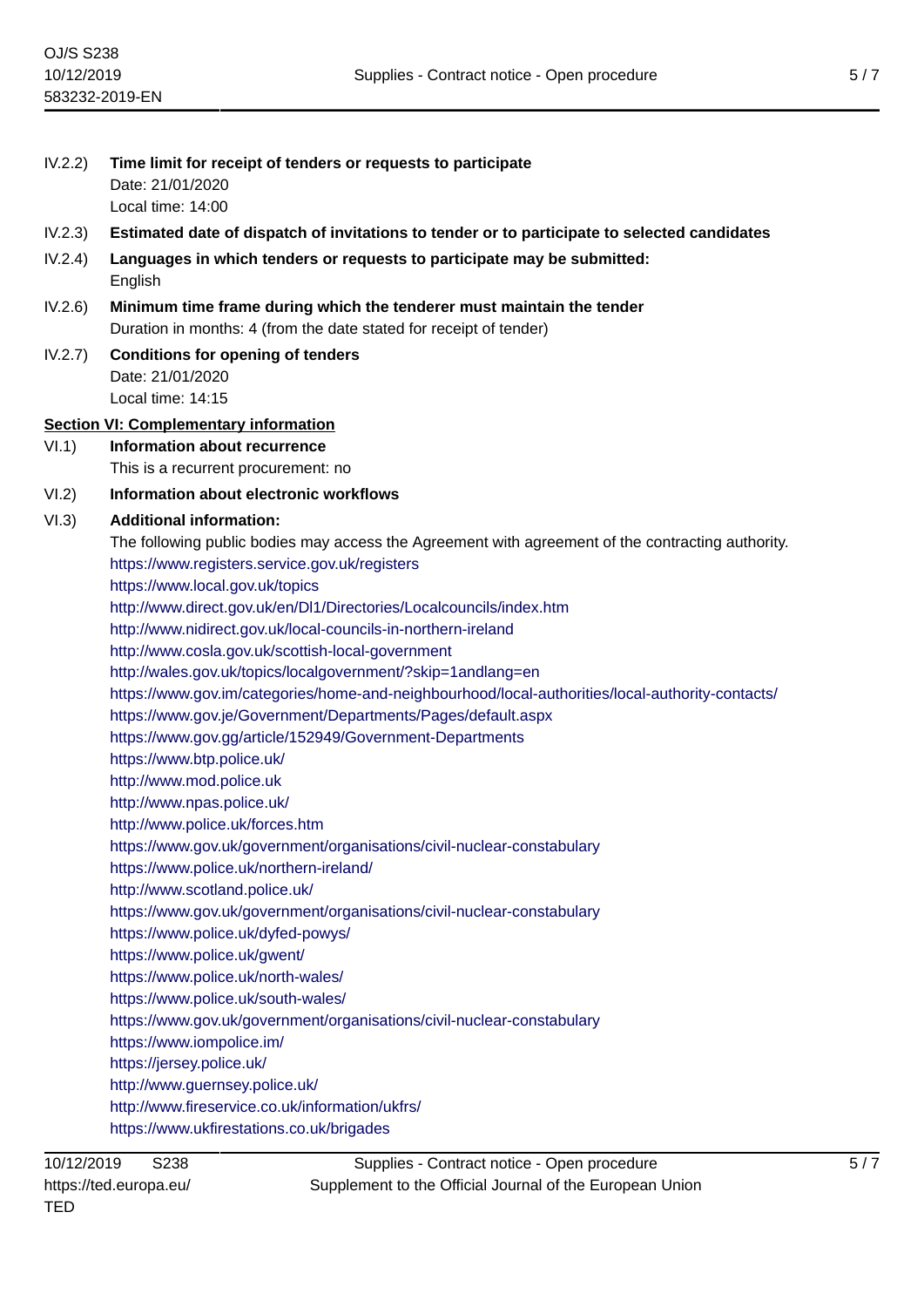IV.2.2) **Time limit for receipt of tenders or requests to participate**
Date: 21/01/2020
Local time: 14:00

IV.2.3) **Estimated date of dispatch of invitations to tender or to participate to selected candidates**

IV.2.4) **Languages in which tenders or requests to participate may be submitted:**
English

IV.2.6) **Minimum time frame during which the tenderer must maintain the tender**
Duration in months: 4 (from the date stated for receipt of tender)

IV.2.7) **Conditions for opening of tenders**
Date: 21/01/2020
Local time: 14:15

## Section VI: Complementary information

VI.1) **Information about recurrence**
This is a recurrent procurement: no

VI.2) **Information about electronic workflows**

VI.3) **Additional information:**
The following public bodies may access the Agreement with agreement of the contracting authority.
https://www.registers.service.gov.uk/registers
https://www.local.gov.uk/topics
http://www.direct.gov.uk/en/Dl1/Directories/Localcouncils/index.htm
http://www.nidirect.gov.uk/local-councils-in-northern-ireland
http://www.cosla.gov.uk/scottish-local-government
http://wales.gov.uk/topics/localgovernment/?skip=1andlang=en
https://www.gov.im/categories/home-and-neighbourhood/local-authorities/local-authority-contacts/
https://www.gov.je/Government/Departments/Pages/default.aspx
https://www.gov.gg/article/152949/Government-Departments
https://www.btp.police.uk/
http://www.mod.police.uk
http://www.npas.police.uk/
http://www.police.uk/forces.htm
https://www.gov.uk/government/organisations/civil-nuclear-constabulary
https://www.police.uk/northern-ireland/
http://www.scotland.police.uk/
https://www.gov.uk/government/organisations/civil-nuclear-constabulary
https://www.police.uk/dyfed-powys/
https://www.police.uk/gwent/
https://www.police.uk/north-wales/
https://www.police.uk/south-wales/
https://www.gov.uk/government/organisations/civil-nuclear-constabulary
https://www.iompolice.im/
https://jersey.police.uk/
http://www.guernsey.police.uk/
http://www.fireservice.co.uk/information/ukfrs/
https://www.ukfirestations.co.uk/brigades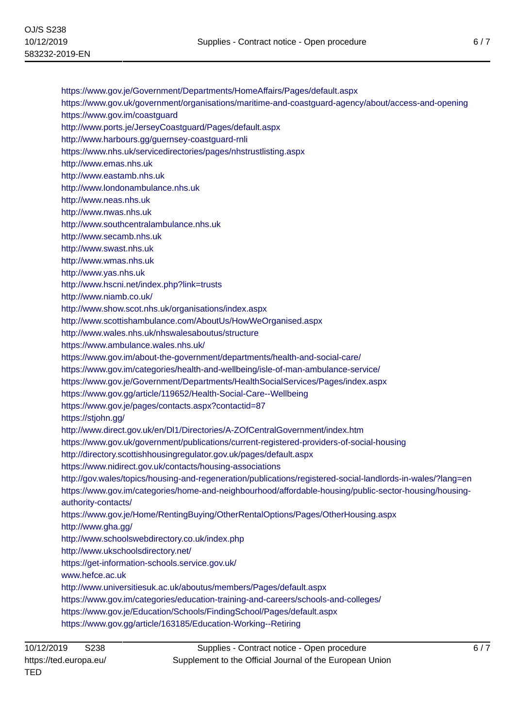https://www.gov.je/Government/Departments/HomeAffairs/Pages/default.aspx
https://www.gov.uk/government/organisations/maritime-and-coastguard-agency/about/access-and-opening
https://www.gov.im/coastguard
http://www.ports.je/JerseyCoastguard/Pages/default.aspx
http://www.harbours.gg/guernsey-coastguard-rnli
https://www.nhs.uk/servicedirectories/pages/nhstrustlisting.aspx
http://www.emas.nhs.uk
http://www.eastamb.nhs.uk
http://www.londonambulance.nhs.uk
http://www.neas.nhs.uk
http://www.nwas.nhs.uk
http://www.southcentralambulance.nhs.uk
http://www.secamb.nhs.uk
http://www.swast.nhs.uk
http://www.wmas.nhs.uk
http://www.yas.nhs.uk
http://www.hscni.net/index.php?link=trusts
http://www.niamb.co.uk/
http://www.show.scot.nhs.uk/organisations/index.aspx
http://www.scottishambulance.com/AboutUs/HowWeOrganised.aspx
http://www.wales.nhs.uk/nhswalesaboutus/structure
https://www.ambulance.wales.nhs.uk/
https://www.gov.im/about-the-government/departments/health-and-social-care/
https://www.gov.im/categories/health-and-wellbeing/isle-of-man-ambulance-service/
https://www.gov.je/Government/Departments/HealthSocialServices/Pages/index.aspx
https://www.gov.gg/article/119652/Health-Social-Care--Wellbeing
https://www.gov.je/pages/contacts.aspx?contactid=87
https://stjohn.gg/
http://www.direct.gov.uk/en/Dl1/Directories/A-ZOfCentralGovernment/index.htm
https://www.gov.uk/government/publications/current-registered-providers-of-social-housing
http://directory.scottishhousingregulator.gov.uk/pages/default.aspx
https://www.nidirect.gov.uk/contacts/housing-associations
http://gov.wales/topics/housing-and-regeneration/publications/registered-social-landlords-in-wales/?lang=en
https://www.gov.im/categories/home-and-neighbourhood/affordable-housing/public-sector-housing/housing-authority-contacts/
https://www.gov.je/Home/RentingBuying/OtherRentalOptions/Pages/OtherHousing.aspx
http://www.gha.gg/
http://www.schoolswebdirectory.co.uk/index.php
http://www.ukschoolsdirectory.net/
https://get-information-schools.service.gov.uk/
www.hefce.ac.uk
http://www.universitiesuk.ac.uk/aboutus/members/Pages/default.aspx
https://www.gov.im/categories/education-training-and-careers/schools-and-colleges/
https://www.gov.je/Education/Schools/FindingSchool/Pages/default.aspx
https://www.gov.gg/article/163185/Education-Working--Retiring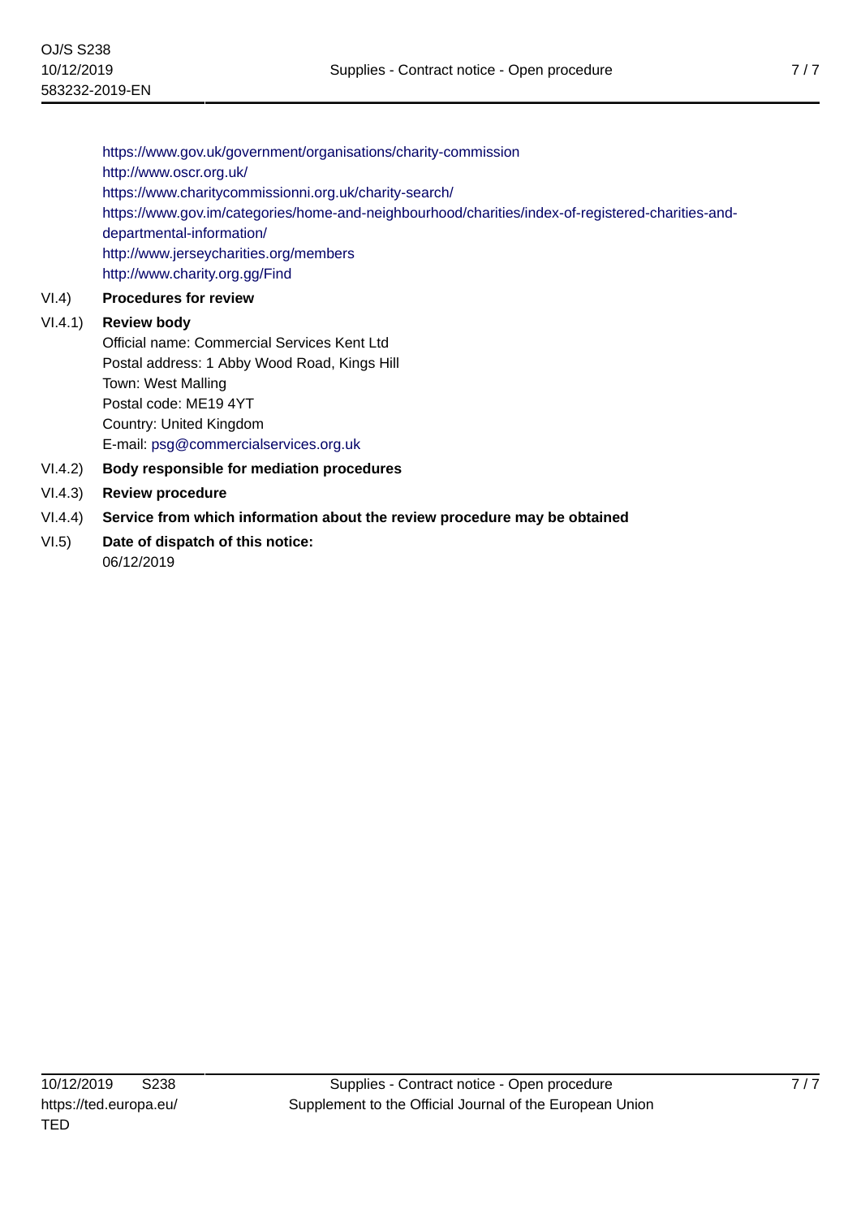https://www.gov.uk/government/organisations/charity-commission
http://www.oscr.org.uk/
https://www.charitycommissionni.org.uk/charity-search/
https://www.gov.im/categories/home-and-neighbourhood/charities/index-of-registered-charities-and-departmental-information/
http://www.jerseycharities.org/members
http://www.charity.org.gg/Find

VI.4) **Procedures for review**

VI.4.1) **Review body**

Official name: Commercial Services Kent Ltd
Postal address: 1 Abby Wood Road, Kings Hill
Town: West Malling
Postal code: ME19 4YT
Country: United Kingdom
E-mail: psg@commercialservices.org.uk

VI.4.2) **Body responsible for mediation procedures**

VI.4.3) **Review procedure**

VI.4.4) **Service from which information about the review procedure may be obtained**

VI.5) **Date of dispatch of this notice:**

06/12/2019